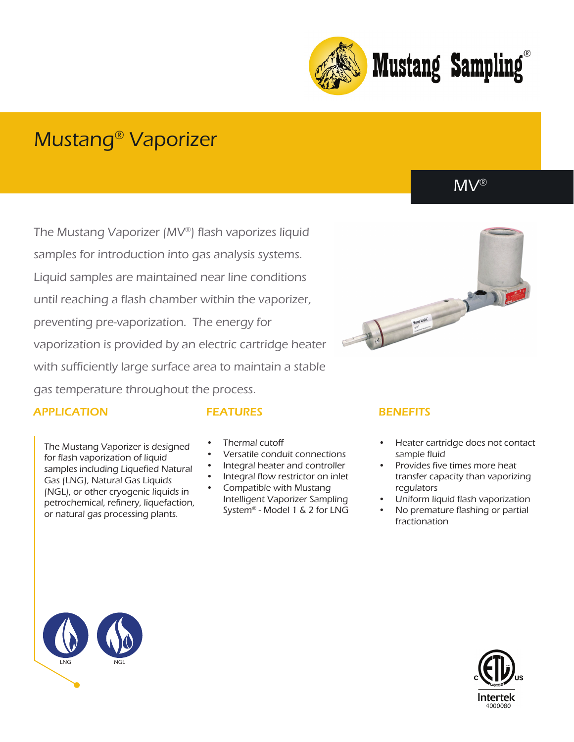Mustang Sampling®

# Mustang® Vaporizer

## MV®

The Mustang Vaporizer (MV®) flash vaporizes liquid samples for introduction into gas analysis systems. Liquid samples are maintained near line conditions until reaching a flash chamber within the vaporizer, preventing pre-vaporization. The energy for vaporization is provided by an electric cartridge heater with sufficiently large surface area to maintain a stable gas temperature throughout the process.

### APPLICATION

The Mustang Vaporizer is designed for flash vaporization of liquid samples including Liquefied Natural Gas (LNG), Natural Gas Liquids (NGL), or other cryogenic liquids in petrochemical, refinery, liquefaction, or natural gas processing plants.

### FEATURES

- Thermal cutoff
- Versatile conduit connections
- Integral heater and controller
- Integral flow restrictor on inlet
- Compatible with Mustang Intelligent Vaporizer Sampling System® - Model 1 & 2 for LNG

### BENEFITS

- Heater cartridge does not contact sample fluid
- Provides five times more heat transfer capacity than vaporizing regulators
- Uniform liquid flash vaporization
- No premature flashing or partial fractionation

LNG NGL

Intertek 4000080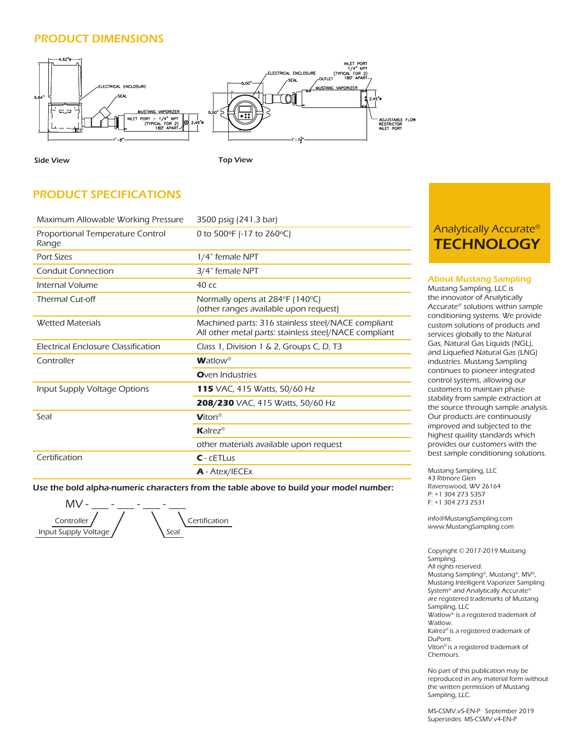## PRODUCT DIMENSIONS

4.62"
9.84"
ELECTRICAL ENCLOSURE
SEAL
MUSTANG VAPORIZER
INLET PORT – 1/4" NPT (TYPICAL FOR 2) 180° APART
2.49"
1'-8"

Side View

INLET PORT 1/4" NPT (TYPICAL FOR 2) 180° APART
ELECTRICAL ENCLOSURE
SEAL
OUTLET
MUSTANG VAPORIZER
~6.00"
5.50"
2.49"
ADJUSTABLE FLOW RESTRICTOR INLET PORT
1'-7½"

Top View

## PRODUCT SPECIFICATIONS

| | |
|---|---|
| Maximum Allowable Working Pressure | 3500 psig (241.3 bar) |
| Proportional Temperature Control Range | 0 to 500ºF (-17 to 260ºC) |
| Port Sizes | 1/4" female NPT |
| Conduit Connection | 3/4" female NPT |
| Internal Volume | 40 cc |
| Thermal Cut-off | Normally opens at 284ºF (140ºC)<br>(other ranges available upon request) |
| Wetted Materials | Machined parts: 316 stainless steel/NACE compliant<br>All other metal parts: stainless steel/NACE compliant |
| Electrical Enclosure Classification | Class 1, Division 1 & 2, Groups C, D, T3 |
| Controller | **W**atlow® |
| | **O**ven Industries |
| Input Supply Voltage Options | **115** VAC, 415 Watts, 50/60 Hz |
| | **208/230** VAC, 415 Watts, 50/60 Hz |
| Seal | **V**iton® |
| | **K**alrez® |
| | other materials available upon request |
| Certification | **C** - cETLus |
| | **A** - Atex/IECEx |

**Use the bold alpha-numeric characters from the table above to build your model number:**

MV - ___ - ___ - ___ - ___

Controller / Input Supply Voltage / Seal / Certification

Analytically Accurate®
**TECHNOLOGY**

### About Mustang Sampling

Mustang Sampling, LLC is the innovator of Analytically Accurate® solutions within sample conditioning systems. We provide custom solutions of products and services globally to the Natural Gas, Natural Gas Liquids (NGL), and Liquefied Natural Gas (LNG) industries. Mustang Sampling continues to pioneer integrated control systems, allowing our customers to maintain phase stability from sample extraction at the source through sample analysis. Our products are continuously improved and subjected to the highest quality standards which provides our customers with the best sample conditioning solutions.

Mustang Sampling, LLC
43 Ritmore Glen
Ravenswood, WV 26164
P: +1 304 273 5357
F: +1 304 273 2531

info@MustangSampling.com
www.MustangSampling.com

Copyright © 2017-2019 Mustang Sampling.
All rights reserved.
Mustang Sampling®, Mustang®, MV®, Mustang Intelligent Vaporizer Sampling System® and Analytically Accurate® are registered trademarks of Mustang Sampling, LLC
Watlow® is a registered trademark of Watlow.
Kalrez® is a registered trademark of DuPont.
Viton® is a registered trademark of Chemours.

No part of this publication may be reproduced in any material form without the written permission of Mustang Sampling, LLC.

MS-CSMV.v5-EN-P September 2019
Supersedes: MS-CSMV.v4-EN-P